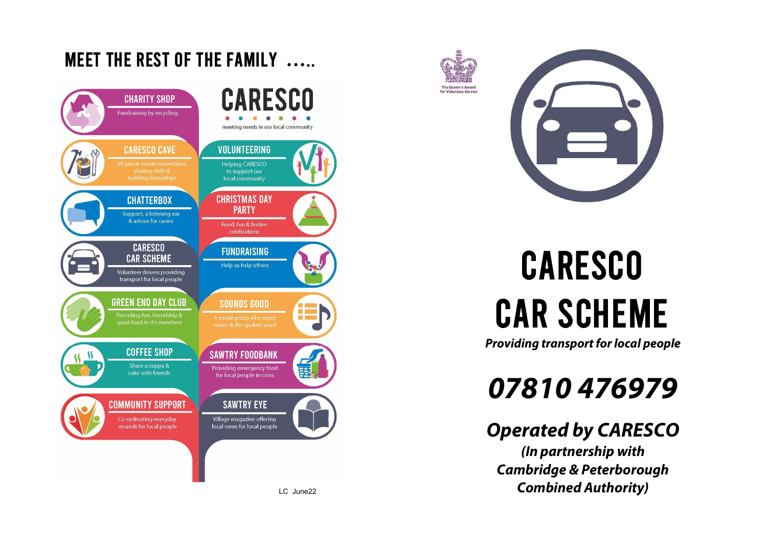# MEET THE REST OF THE FAMILY .....

## CARESCO

meeting needs in our local community

### CHARITY SHOP
Fundraising by recycling

### CARESCO CAVE
All about social connections, sharing skills & building friendships

### CHATTERBOX
Support, a listening ear & advise for carers

### CARESCO CAR SCHEME
Volunteer drivers providing transport for local people

### GREEN END DAY CLUB
Providing fun, friendship & good food to it's members

### COFFEE SHOP
Share a cuppa & cake with friends

### COMMUNITY SUPPORT
Co-ordinating everyday errands for local people

### VOLUNTEERING
Helping CARESCO to support our local community

### CHRISTMAS DAY PARTY
Food, fun & festive celebrations

### FUNDRAISING
Help us help others

### SOUNDS GOOD
A social group who enjoy music & the spoken word

### SAWTRY FOODBANK
Providing emergency food for local people in crisis

### SAWTRY EYE
Village magazine offering local news for local people

LC June22

The Queen's Award for Voluntary Service

# CARESCO CAR SCHEME

***Providing transport for local people***

## ***07810 476979***

## ***Operated by CARESCO***

***(In partnership with Cambridge & Peterborough Combined Authority)***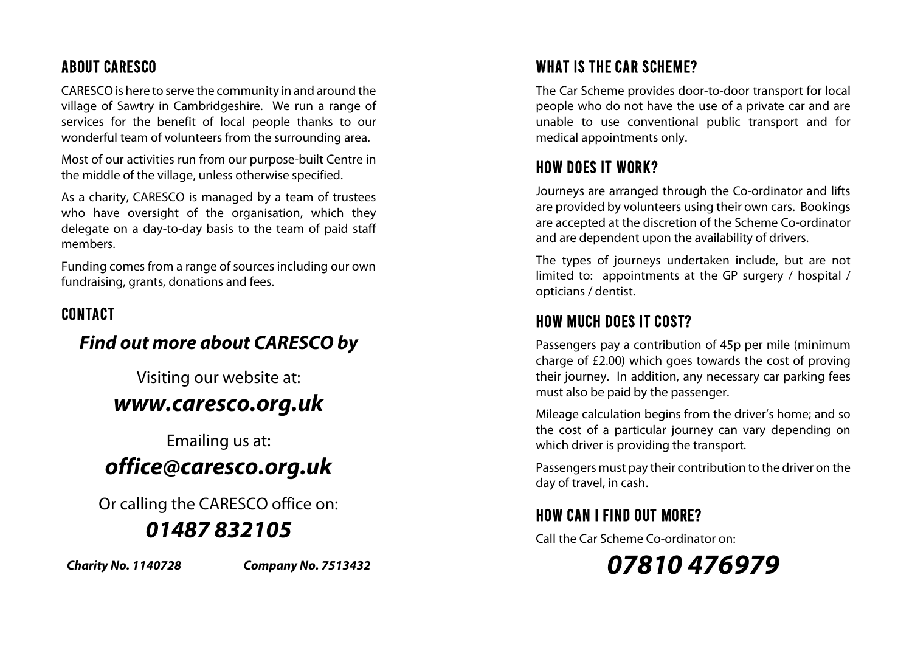## ABOUT CARESCO

CARESCO is here to serve the community in and around the village of Sawtry in Cambridgeshire. We run a range of services for the benefit of local people thanks to our wonderful team of volunteers from the surrounding area.

Most of our activities run from our purpose-built Centre in the middle of the village, unless otherwise specified.

As a charity, CARESCO is managed by a team of trustees who have oversight of the organisation, which they delegate on a day-to-day basis to the team of paid staff members.

Funding comes from a range of sources including our own fundraising, grants, donations and fees.

## CONTACT

***Find out more about CARESCO by***

Visiting our website at:

***www.caresco.org.uk***

Emailing us at:

***office@caresco.org.uk***

Or calling the CARESCO office on:

***01487 832105***

***Charity No. 1140728*** ***Company No. 7513432***

## WHAT IS THE CAR SCHEME?

The Car Scheme provides door-to-door transport for local people who do not have the use of a private car and are unable to use conventional public transport and for medical appointments only.

## HOW DOES IT WORK?

Journeys are arranged through the Co-ordinator and lifts are provided by volunteers using their own cars. Bookings are accepted at the discretion of the Scheme Co-ordinator and are dependent upon the availability of drivers.

The types of journeys undertaken include, but are not limited to: appointments at the GP surgery / hospital / opticians / dentist.

## HOW MUCH DOES IT COST?

Passengers pay a contribution of 45p per mile (minimum charge of £2.00) which goes towards the cost of proving their journey. In addition, any necessary car parking fees must also be paid by the passenger.

Mileage calculation begins from the driver's home; and so the cost of a particular journey can vary depending on which driver is providing the transport.

Passengers must pay their contribution to the driver on the day of travel, in cash.

## HOW CAN I FIND OUT MORE?

Call the Car Scheme Co-ordinator on:

***07810 476979***